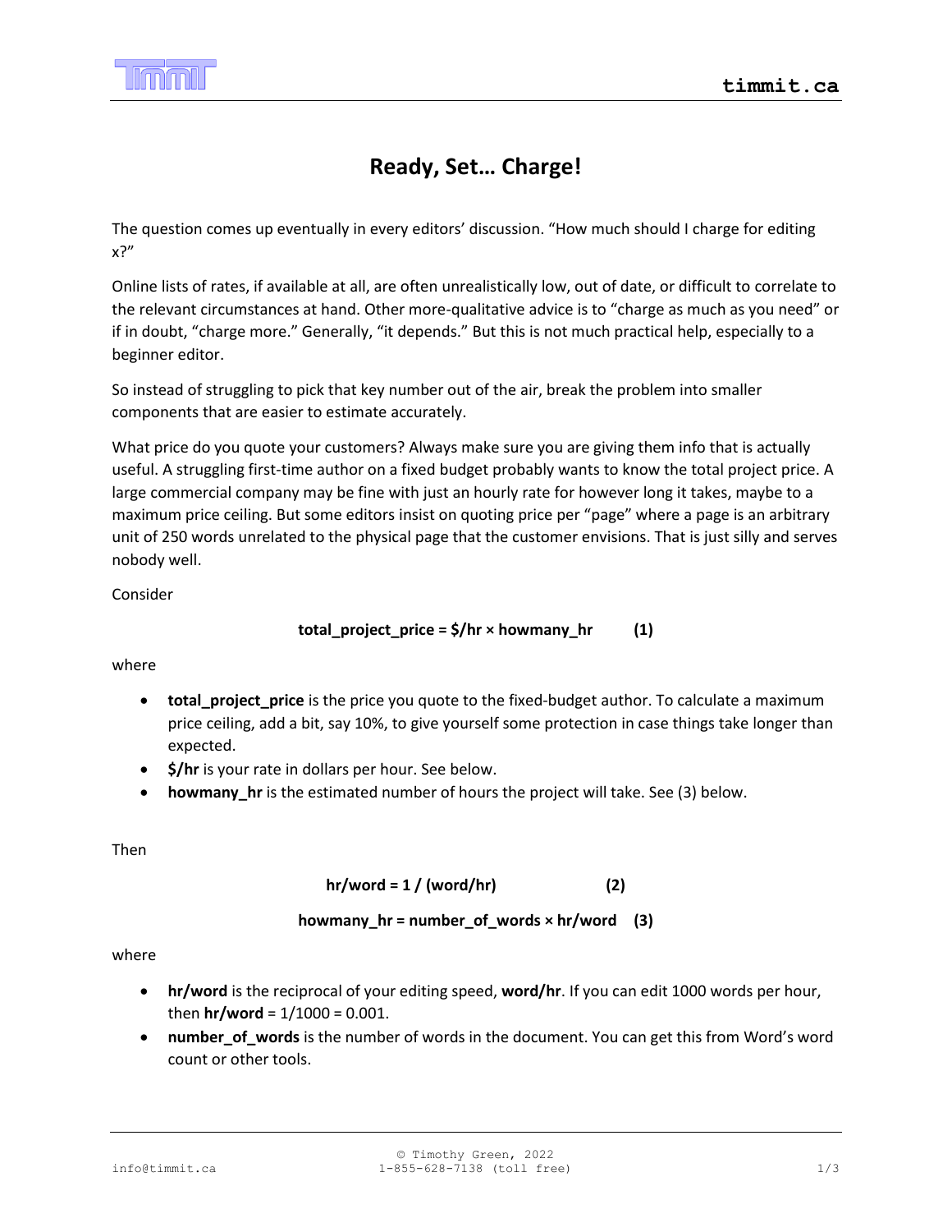# Ready, Set… Charge!

The question comes up eventually in every editors' discussion. "How much should I charge for editing x?"

Online lists of rates, if available at all, are often unrealistically low, out of date, or difficult to correlate to the relevant circumstances at hand. Other more-qualitative advice is to "charge as much as you need" or if in doubt, "charge more." Generally, "it depends." But this is not much practical help, especially to a beginner editor.

So instead of struggling to pick that key number out of the air, break the problem into smaller components that are easier to estimate accurately.

What price do you quote your customers? Always make sure you are giving them info that is actually useful. A struggling first-time author on a fixed budget probably wants to know the total project price. A large commercial company may be fine with just an hourly rate for however long it takes, maybe to a maximum price ceiling. But some editors insist on quoting price per "page" where a page is an arbitrary unit of 250 words unrelated to the physical page that the customer envisions. That is just silly and serves nobody well.

Consider

**total_project_price = $/hr × howmany_hr** **(1)**

where

- **total_project_price** is the price you quote to the fixed-budget author. To calculate a maximum price ceiling, add a bit, say 10%, to give yourself some protection in case things take longer than expected.
- **$/hr** is your rate in dollars per hour. See below.
- **howmany_hr** is the estimated number of hours the project will take. See (3) below.

Then

**hr/word = 1 / (word/hr)** **(2)**

**howmany_hr = number_of_words × hr/word** **(3)**

where

- **hr/word** is the reciprocal of your editing speed, **word/hr**. If you can edit 1000 words per hour, then **hr/word** = 1/1000 = 0.001.
- **number_of_words** is the number of words in the document. You can get this from Word's word count or other tools.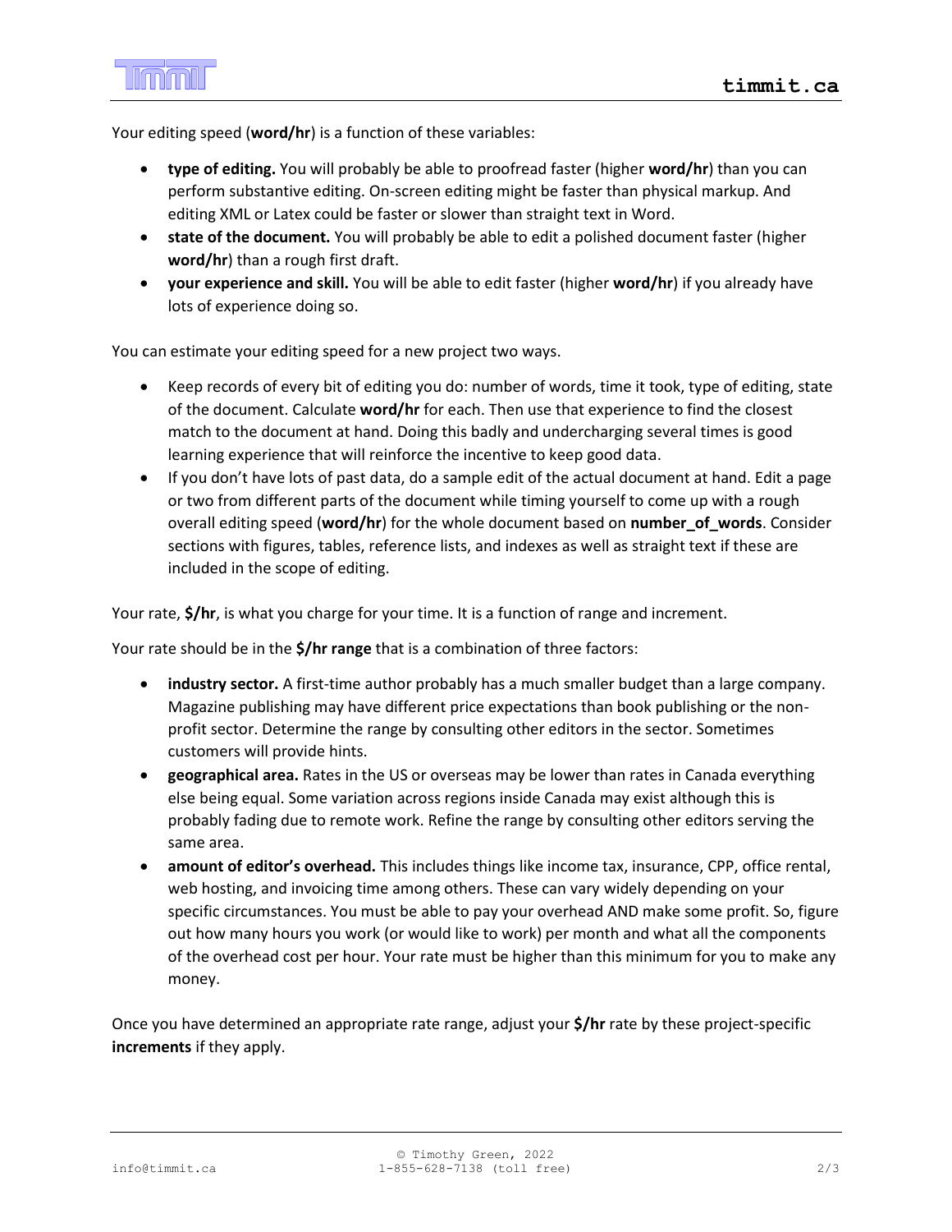Your editing speed (**word/hr**) is a function of these variables:

- **type of editing.** You will probably be able to proofread faster (higher **word/hr**) than you can perform substantive editing. On-screen editing might be faster than physical markup. And editing XML or Latex could be faster or slower than straight text in Word.
- **state of the document.** You will probably be able to edit a polished document faster (higher **word/hr**) than a rough first draft.
- **your experience and skill.** You will be able to edit faster (higher **word/hr**) if you already have lots of experience doing so.

You can estimate your editing speed for a new project two ways.

- Keep records of every bit of editing you do: number of words, time it took, type of editing, state of the document. Calculate **word/hr** for each. Then use that experience to find the closest match to the document at hand. Doing this badly and undercharging several times is good learning experience that will reinforce the incentive to keep good data.
- If you don't have lots of past data, do a sample edit of the actual document at hand. Edit a page or two from different parts of the document while timing yourself to come up with a rough overall editing speed (**word/hr**) for the whole document based on **number_of_words**. Consider sections with figures, tables, reference lists, and indexes as well as straight text if these are included in the scope of editing.

Your rate, **$/hr**, is what you charge for your time. It is a function of range and increment.

Your rate should be in the **$/hr range** that is a combination of three factors:

- **industry sector.** A first-time author probably has a much smaller budget than a large company. Magazine publishing may have different price expectations than book publishing or the non-profit sector. Determine the range by consulting other editors in the sector. Sometimes customers will provide hints.
- **geographical area.** Rates in the US or overseas may be lower than rates in Canada everything else being equal. Some variation across regions inside Canada may exist although this is probably fading due to remote work. Refine the range by consulting other editors serving the same area.
- **amount of editor's overhead.** This includes things like income tax, insurance, CPP, office rental, web hosting, and invoicing time among others. These can vary widely depending on your specific circumstances. You must be able to pay your overhead AND make some profit. So, figure out how many hours you work (or would like to work) per month and what all the components of the overhead cost per hour. Your rate must be higher than this minimum for you to make any money.

Once you have determined an appropriate rate range, adjust your **$/hr** rate by these project-specific **increments** if they apply.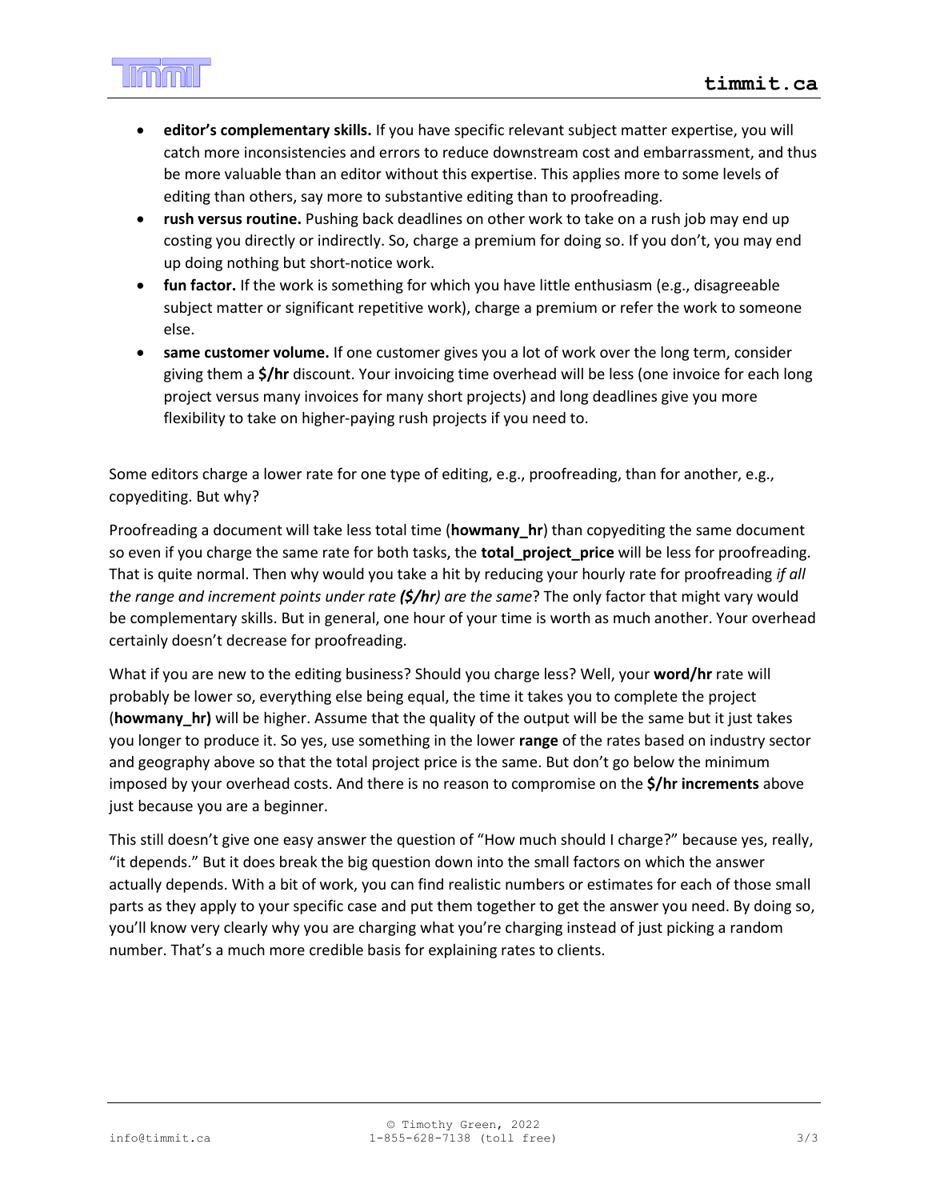- **editor's complementary skills.** If you have specific relevant subject matter expertise, you will catch more inconsistencies and errors to reduce downstream cost and embarrassment, and thus be more valuable than an editor without this expertise. This applies more to some levels of editing than others, say more to substantive editing than to proofreading.
- **rush versus routine.** Pushing back deadlines on other work to take on a rush job may end up costing you directly or indirectly. So, charge a premium for doing so. If you don't, you may end up doing nothing but short-notice work.
- **fun factor.** If the work is something for which you have little enthusiasm (e.g., disagreeable subject matter or significant repetitive work), charge a premium or refer the work to someone else.
- **same customer volume.** If one customer gives you a lot of work over the long term, consider giving them a **$/hr** discount. Your invoicing time overhead will be less (one invoice for each long project versus many invoices for many short projects) and long deadlines give you more flexibility to take on higher-paying rush projects if you need to.

Some editors charge a lower rate for one type of editing, e.g., proofreading, than for another, e.g., copyediting. But why?

Proofreading a document will take less total time (**howmany_hr**) than copyediting the same document so even if you charge the same rate for both tasks, the **total_project_price** will be less for proofreading. That is quite normal. Then why would you take a hit by reducing your hourly rate for proofreading *if all the range and increment points under rate **($/hr)** are the same*? The only factor that might vary would be complementary skills. But in general, one hour of your time is worth as much another. Your overhead certainly doesn't decrease for proofreading.

What if you are new to the editing business? Should you charge less? Well, your **word/hr** rate will probably be lower so, everything else being equal, the time it takes you to complete the project (**howmany_hr)** will be higher. Assume that the quality of the output will be the same but it just takes you longer to produce it. So yes, use something in the lower **range** of the rates based on industry sector and geography above so that the total project price is the same. But don't go below the minimum imposed by your overhead costs. And there is no reason to compromise on the **$/hr increments** above just because you are a beginner.

This still doesn't give one easy answer the question of "How much should I charge?" because yes, really, "it depends." But it does break the big question down into the small factors on which the answer actually depends. With a bit of work, you can find realistic numbers or estimates for each of those small parts as they apply to your specific case and put them together to get the answer you need. By doing so, you'll know very clearly why you are charging what you're charging instead of just picking a random number. That's a much more credible basis for explaining rates to clients.